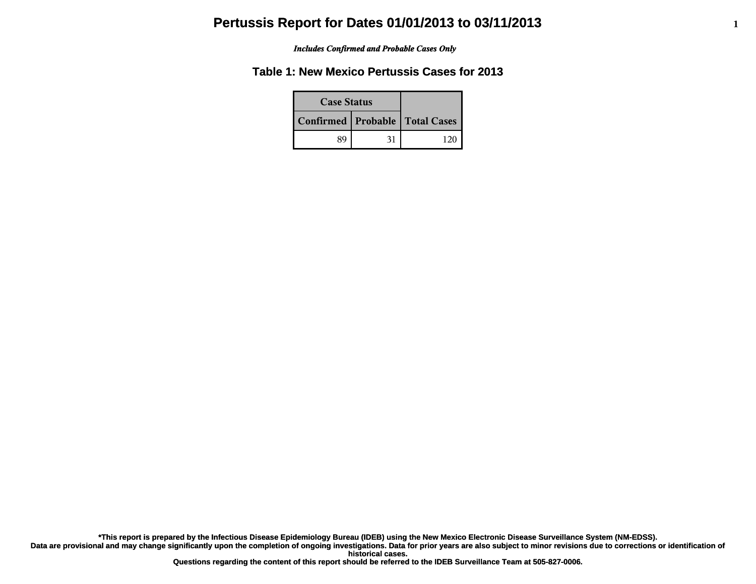# Pertussis Report for Dates 01/01/2013 to 03/11/2013

*Includes Confirmed and Probable Cases Only*

## Table 1: New Mexico Pertussis Cases for 2013

| Case Status | | |
|---|---|---|
| Confirmed | Probable | Total Cases |
| 89 | 31 | 120 |

**\*This report is prepared by the Infectious Disease Epidemiology Bureau (IDEB) using the New Mexico Electronic Disease Surveillance System (NM-EDSS).**
**Data are provisional and may change significantly upon the completion of ongoing investigations. Data for prior years are also subject to minor revisions due to corrections or identification of historical cases.**
**Questions regarding the content of this report should be referred to the IDEB Surveillance Team at 505-827-0006.**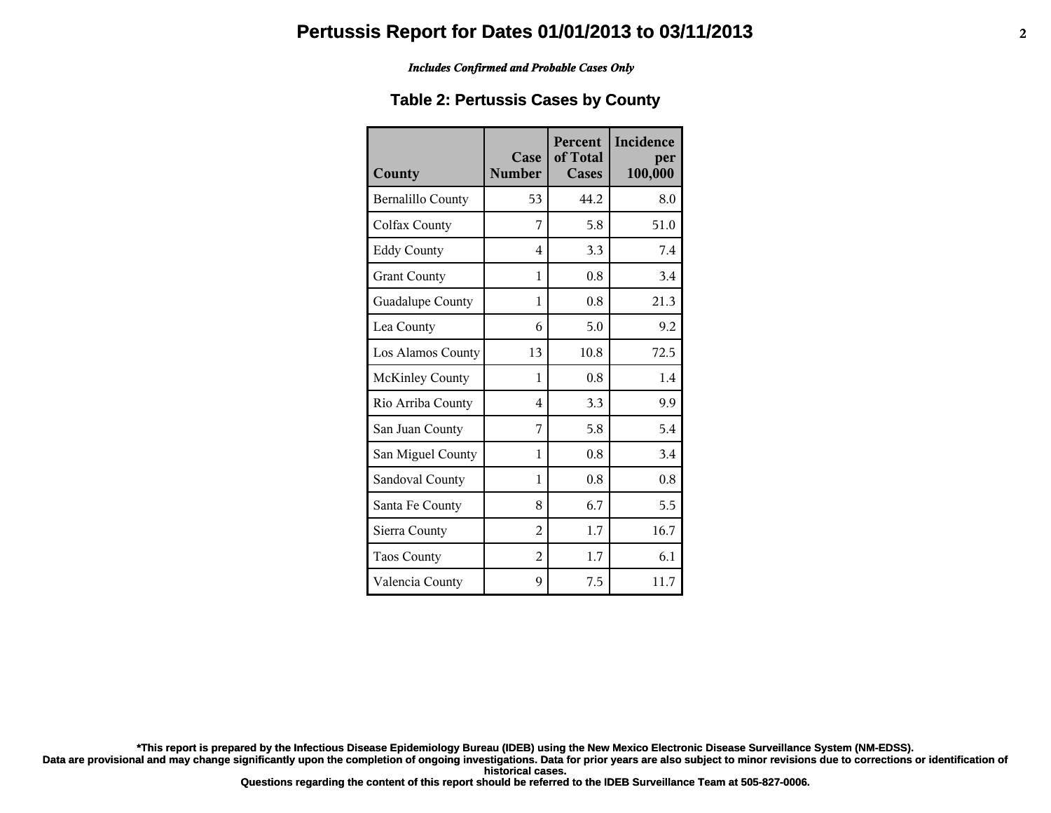# Pertussis Report for Dates 01/01/2013 to 03/11/2013

*Includes Confirmed and Probable Cases Only*

## Table 2: Pertussis Cases by County

| County | Case Number | Percent of Total Cases | Incidence per 100,000 |
|---|---|---|---|
| Bernalillo County | 53 | 44.2 | 8.0 |
| Colfax County | 7 | 5.8 | 51.0 |
| Eddy County | 4 | 3.3 | 7.4 |
| Grant County | 1 | 0.8 | 3.4 |
| Guadalupe County | 1 | 0.8 | 21.3 |
| Lea County | 6 | 5.0 | 9.2 |
| Los Alamos County | 13 | 10.8 | 72.5 |
| McKinley County | 1 | 0.8 | 1.4 |
| Rio Arriba County | 4 | 3.3 | 9.9 |
| San Juan County | 7 | 5.8 | 5.4 |
| San Miguel County | 1 | 0.8 | 3.4 |
| Sandoval County | 1 | 0.8 | 0.8 |
| Santa Fe County | 8 | 6.7 | 5.5 |
| Sierra County | 2 | 1.7 | 16.7 |
| Taos County | 2 | 1.7 | 6.1 |
| Valencia County | 9 | 7.5 | 11.7 |

**\*This report is prepared by the Infectious Disease Epidemiology Bureau (IDEB) using the New Mexico Electronic Disease Surveillance System (NM-EDSS). Data are provisional and may change significantly upon the completion of ongoing investigations. Data for prior years are also subject to minor revisions due to corrections or identification of historical cases. Questions regarding the content of this report should be referred to the IDEB Surveillance Team at 505-827-0006.**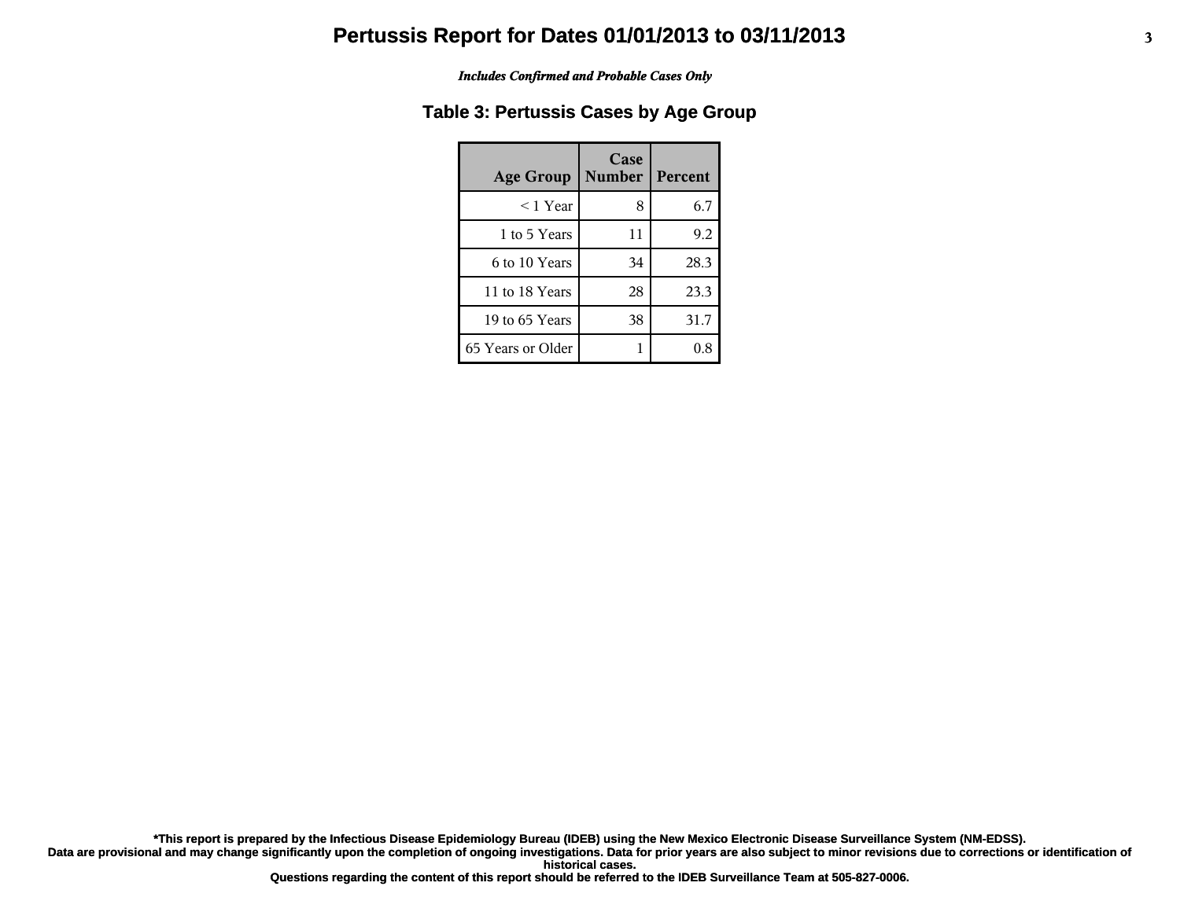# Pertussis Report for Dates 01/01/2013 to 03/11/2013

*Includes Confirmed and Probable Cases Only*

## Table 3: Pertussis Cases by Age Group

| Age Group | Case Number | Percent |
|---|---|---|
| < 1 Year | 8 | 6.7 |
| 1 to 5 Years | 11 | 9.2 |
| 6 to 10 Years | 34 | 28.3 |
| 11 to 18 Years | 28 | 23.3 |
| 19 to 65 Years | 38 | 31.7 |
| 65 Years or Older | 1 | 0.8 |

**\*This report is prepared by the Infectious Disease Epidemiology Bureau (IDEB) using the New Mexico Electronic Disease Surveillance System (NM-EDSS).**
**Data are provisional and may change significantly upon the completion of ongoing investigations. Data for prior years are also subject to minor revisions due to corrections or identification of historical cases.**
**Questions regarding the content of this report should be referred to the IDEB Surveillance Team at 505-827-0006.**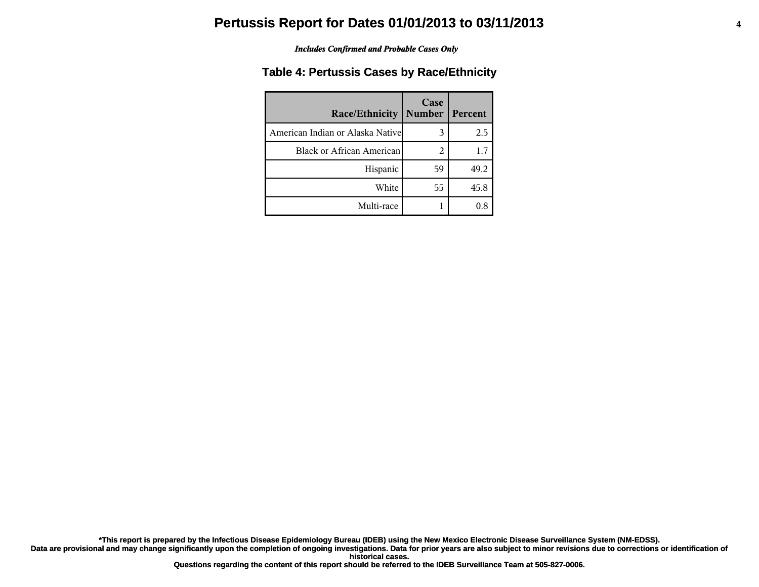# Pertussis Report for Dates 01/01/2013 to 03/11/2013

***Includes Confirmed and Probable Cases Only***

## Table 4: Pertussis Cases by Race/Ethnicity

| Race/Ethnicity | Case Number | Percent |
|---|---|---|
| American Indian or Alaska Native | 3 | 2.5 |
| Black or African American | 2 | 1.7 |
| Hispanic | 59 | 49.2 |
| White | 55 | 45.8 |
| Multi-race | 1 | 0.8 |

**\*This report is prepared by the Infectious Disease Epidemiology Bureau (IDEB) using the New Mexico Electronic Disease Surveillance System (NM-EDSS). Data are provisional and may change significantly upon the completion of ongoing investigations. Data for prior years are also subject to minor revisions due to corrections or identification of historical cases. Questions regarding the content of this report should be referred to the IDEB Surveillance Team at 505-827-0006.**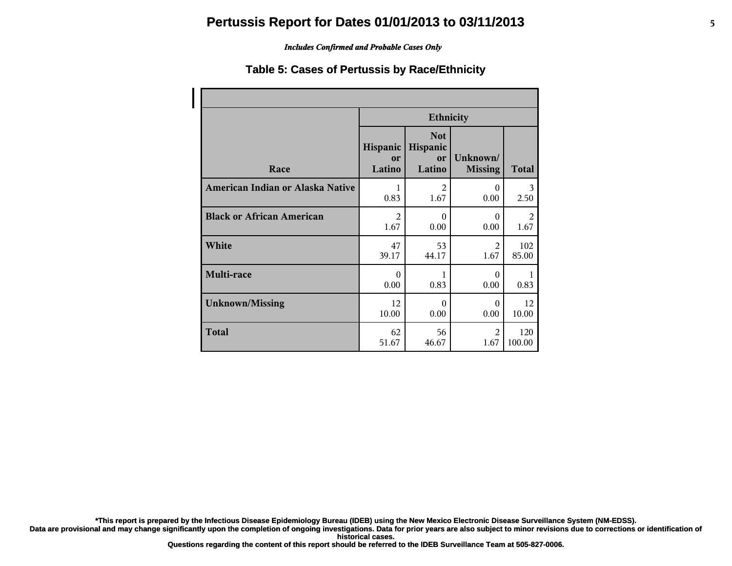# Pertussis Report for Dates 01/01/2013 to 03/11/2013

*Includes Confirmed and Probable Cases Only*

## Table 5: Cases of Pertussis by Race/Ethnicity

| Race | Ethnicity | | | |
|---|---|---|---|---|
| | Hispanic or Latino | Not Hispanic or Latino | Unknown/ Missing | Total |
| American Indian or Alaska Native | 1<br>0.83 | 2<br>1.67 | 0<br>0.00 | 3<br>2.50 |
| Black or African American | 2<br>1.67 | 0<br>0.00 | 0<br>0.00 | 2<br>1.67 |
| White | 47<br>39.17 | 53<br>44.17 | 2<br>1.67 | 102<br>85.00 |
| Multi-race | 0<br>0.00 | 1<br>0.83 | 0<br>0.00 | 1<br>0.83 |
| Unknown/Missing | 12<br>10.00 | 0<br>0.00 | 0<br>0.00 | 12<br>10.00 |
| Total | 62<br>51.67 | 56<br>46.67 | 2<br>1.67 | 120<br>100.00 |

**\*This report is prepared by the Infectious Disease Epidemiology Bureau (IDEB) using the New Mexico Electronic Disease Surveillance System (NM-EDSS). Data are provisional and may change significantly upon the completion of ongoing investigations. Data for prior years are also subject to minor revisions due to corrections or identification of historical cases. Questions regarding the content of this report should be referred to the IDEB Surveillance Team at 505-827-0006.**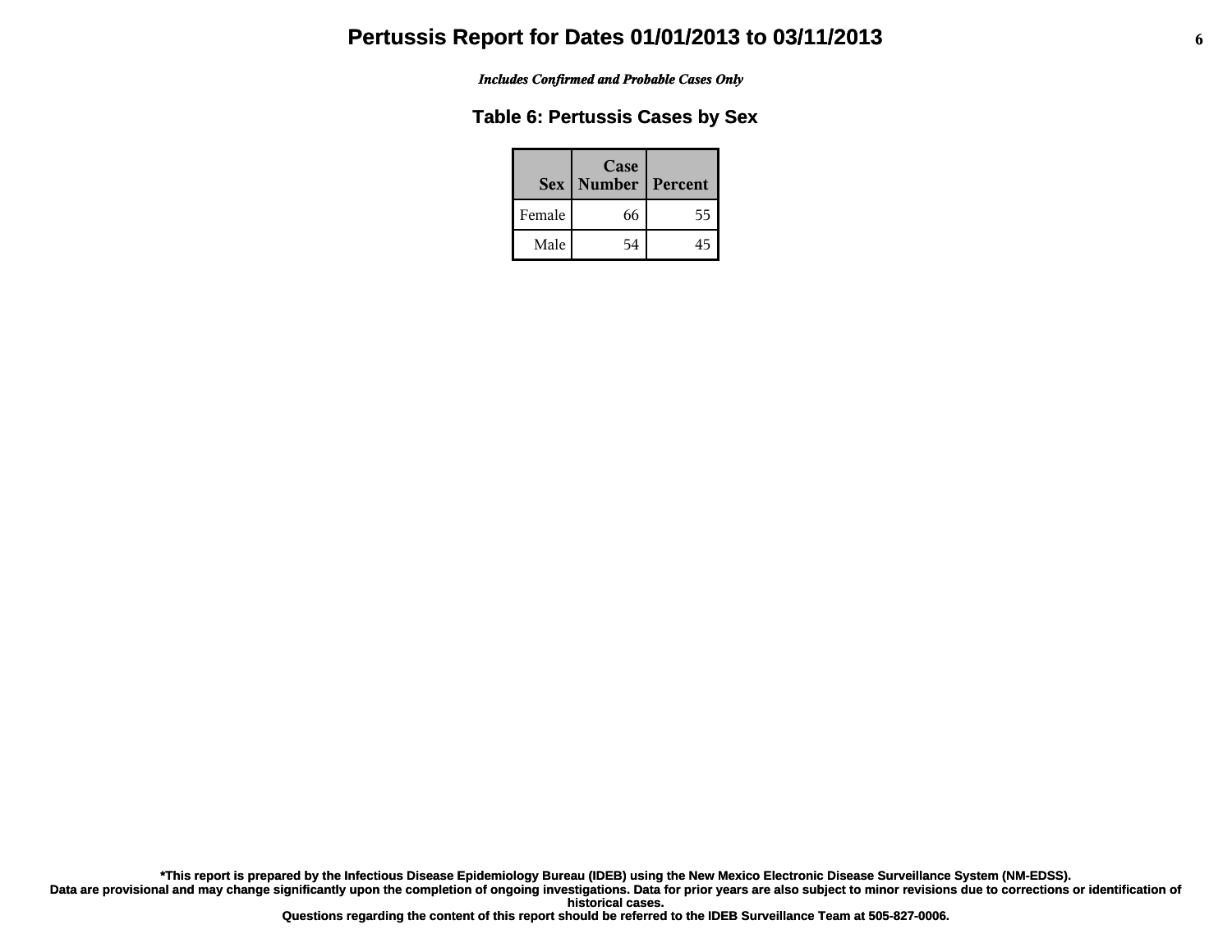# Pertussis Report for Dates 01/01/2013 to 03/11/2013

*Includes Confirmed and Probable Cases Only*

## Table 6: Pertussis Cases by Sex

| Sex | Case Number | Percent |
|---|---|---|
| Female | 66 | 55 |
| Male | 54 | 45 |

**\*This report is prepared by the Infectious Disease Epidemiology Bureau (IDEB) using the New Mexico Electronic Disease Surveillance System (NM-EDSS).**
**Data are provisional and may change significantly upon the completion of ongoing investigations. Data for prior years are also subject to minor revisions due to corrections or identification of historical cases.**
**Questions regarding the content of this report should be referred to the IDEB Surveillance Team at 505-827-0006.**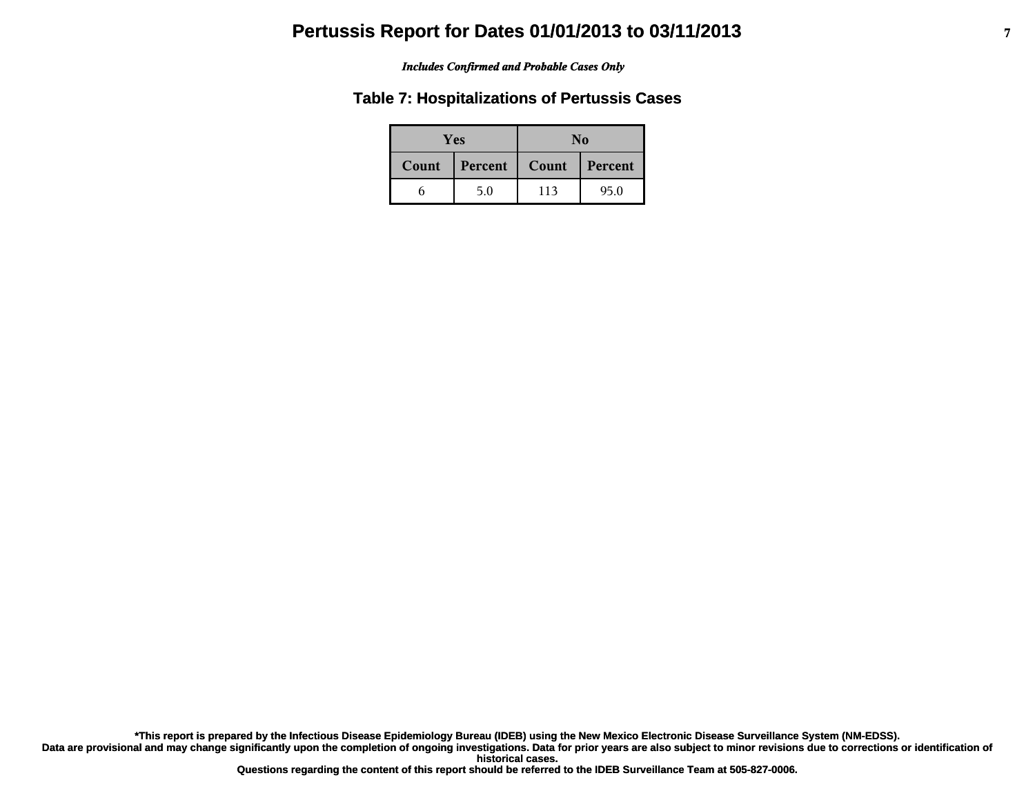# Pertussis Report for Dates 01/01/2013 to 03/11/2013

*Includes Confirmed and Probable Cases Only*

## Table 7: Hospitalizations of Pertussis Cases

| Yes | | No | |
|---|---|---|---|
| Count | Percent | Count | Percent |
| 6 | 5.0 | 113 | 95.0 |

**\*This report is prepared by the Infectious Disease Epidemiology Bureau (IDEB) using the New Mexico Electronic Disease Surveillance System (NM-EDSS).**
**Data are provisional and may change significantly upon the completion of ongoing investigations. Data for prior years are also subject to minor revisions due to corrections or identification of historical cases.**
**Questions regarding the content of this report should be referred to the IDEB Surveillance Team at 505-827-0006.**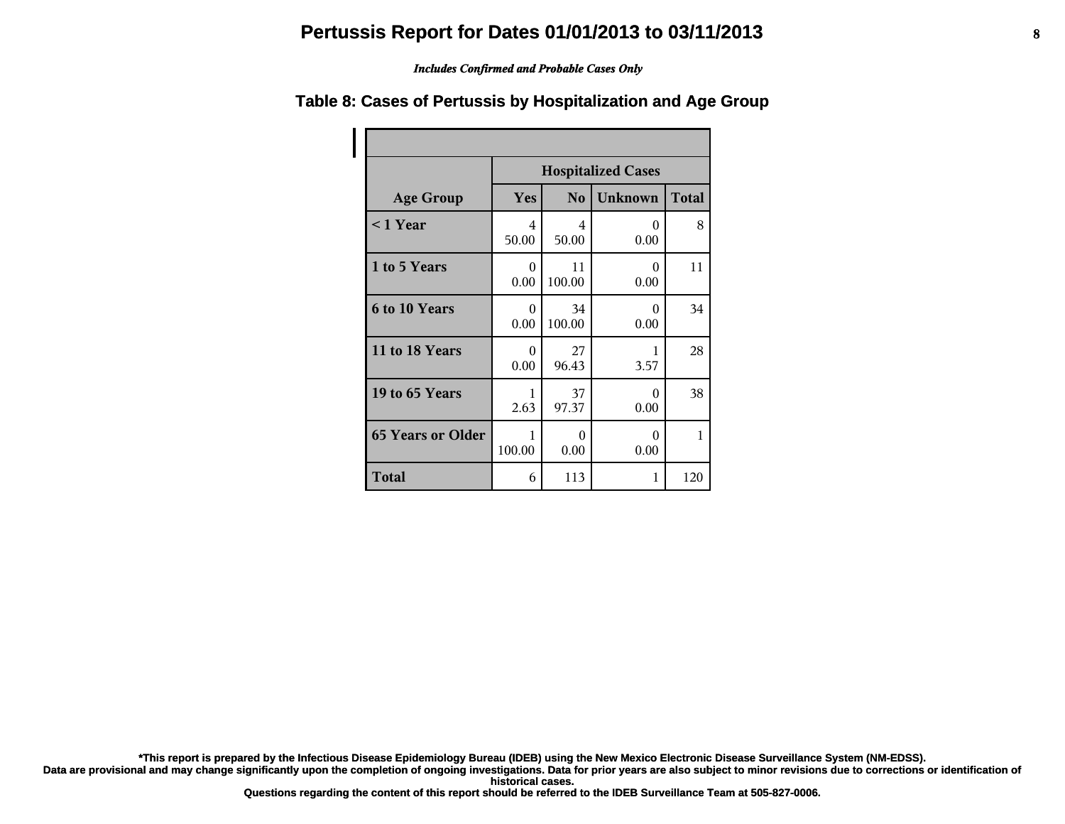# Pertussis Report for Dates 01/01/2013 to 03/11/2013

*Includes Confirmed and Probable Cases Only*

## Table 8: Cases of Pertussis by Hospitalization and Age Group

| | Hospitalized Cases | | | |
|---|---|---|---|---|
| **Age Group** | **Yes** | **No** | **Unknown** | **Total** |
| **< 1 Year** | 4<br>50.00 | 4<br>50.00 | 0<br>0.00 | 8 |
| **1 to 5 Years** | 0<br>0.00 | 11<br>100.00 | 0<br>0.00 | 11 |
| **6 to 10 Years** | 0<br>0.00 | 34<br>100.00 | 0<br>0.00 | 34 |
| **11 to 18 Years** | 0<br>0.00 | 27<br>96.43 | 1<br>3.57 | 28 |
| **19 to 65 Years** | 1<br>2.63 | 37<br>97.37 | 0<br>0.00 | 38 |
| **65 Years or Older** | 1<br>100.00 | 0<br>0.00 | 0<br>0.00 | 1 |
| **Total** | 6 | 113 | 1 | 120 |

**\*This report is prepared by the Infectious Disease Epidemiology Bureau (IDEB) using the New Mexico Electronic Disease Surveillance System (NM-EDSS).**
**Data are provisional and may change significantly upon the completion of ongoing investigations. Data for prior years are also subject to minor revisions due to corrections or identification of historical cases.**
**Questions regarding the content of this report should be referred to the IDEB Surveillance Team at 505-827-0006.**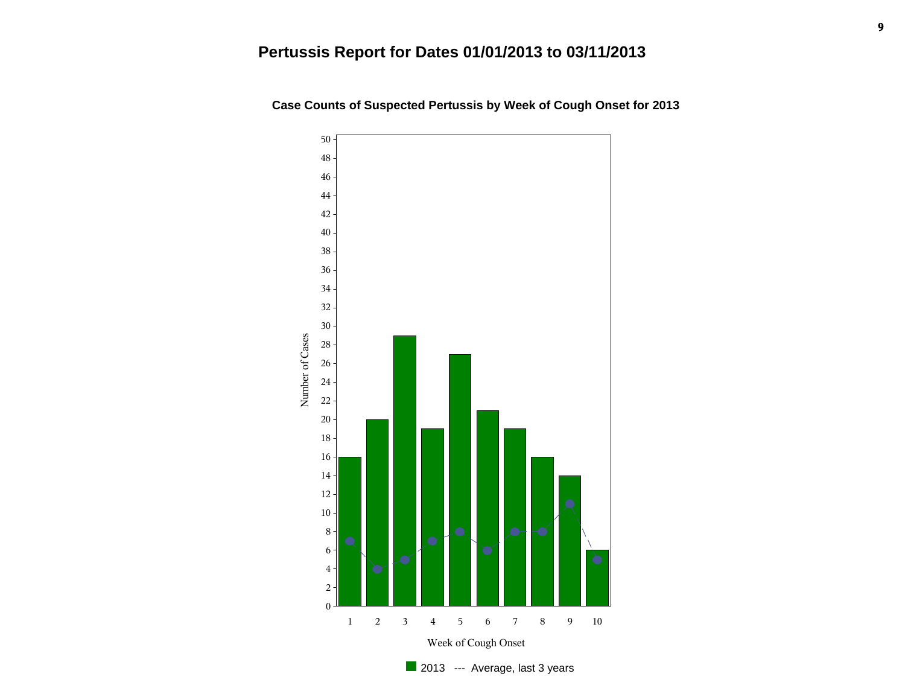# Pertussis Report for Dates 01/01/2013 to 03/11/2013

## Case Counts of Suspected Pertussis by Week of Cough Onset for 2013

Number of Cases

50
48
46
44
42
40
38
36
34
32
30
28
26
24
22
20
18
16
14
12
10
8
6
4
2
0

1 2 3 4 5 6 7 8 9 10

Week of Cough Onset

2013 --- Average, last 3 years